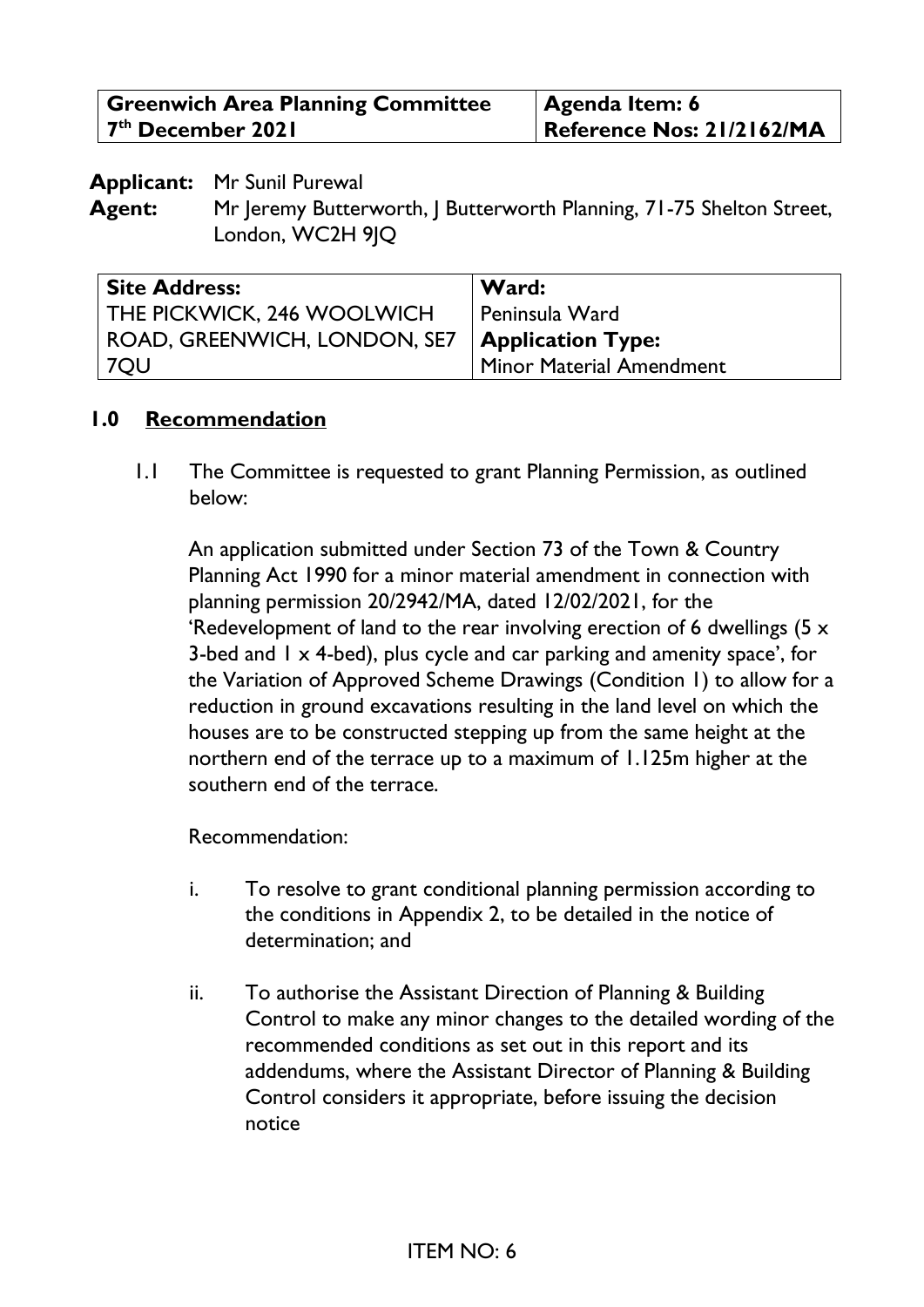| Greenwich Area Planning Committee 7th December 2021 | Agenda Item: 6 Reference Nos: 21/2162/MA |
|---|---|

**Applicant:** Mr Sunil Purewal

**Agent:** Mr Jeremy Butterworth, J Butterworth Planning, 71-75 Shelton Street, London, WC2H 9JQ

| Site Address: | Ward: |
|---|---|
| THE PICKWICK, 246 WOOLWICH ROAD, GREENWICH, LONDON, SE7 7QU | Peninsula Ward |
| | **Application Type:** |
| | Minor Material Amendment |

## 1.0 Recommendation

1.1 The Committee is requested to grant Planning Permission, as outlined below:

An application submitted under Section 73 of the Town & Country Planning Act 1990 for a minor material amendment in connection with planning permission 20/2942/MA, dated 12/02/2021, for the 'Redevelopment of land to the rear involving erection of 6 dwellings (5 x 3-bed and 1 x 4-bed), plus cycle and car parking and amenity space', for the Variation of Approved Scheme Drawings (Condition 1) to allow for a reduction in ground excavations resulting in the land level on which the houses are to be constructed stepping up from the same height at the northern end of the terrace up to a maximum of 1.125m higher at the southern end of the terrace.

Recommendation:

i. To resolve to grant conditional planning permission according to the conditions in Appendix 2, to be detailed in the notice of determination; and

ii. To authorise the Assistant Direction of Planning & Building Control to make any minor changes to the detailed wording of the recommended conditions as set out in this report and its addendums, where the Assistant Director of Planning & Building Control considers it appropriate, before issuing the decision notice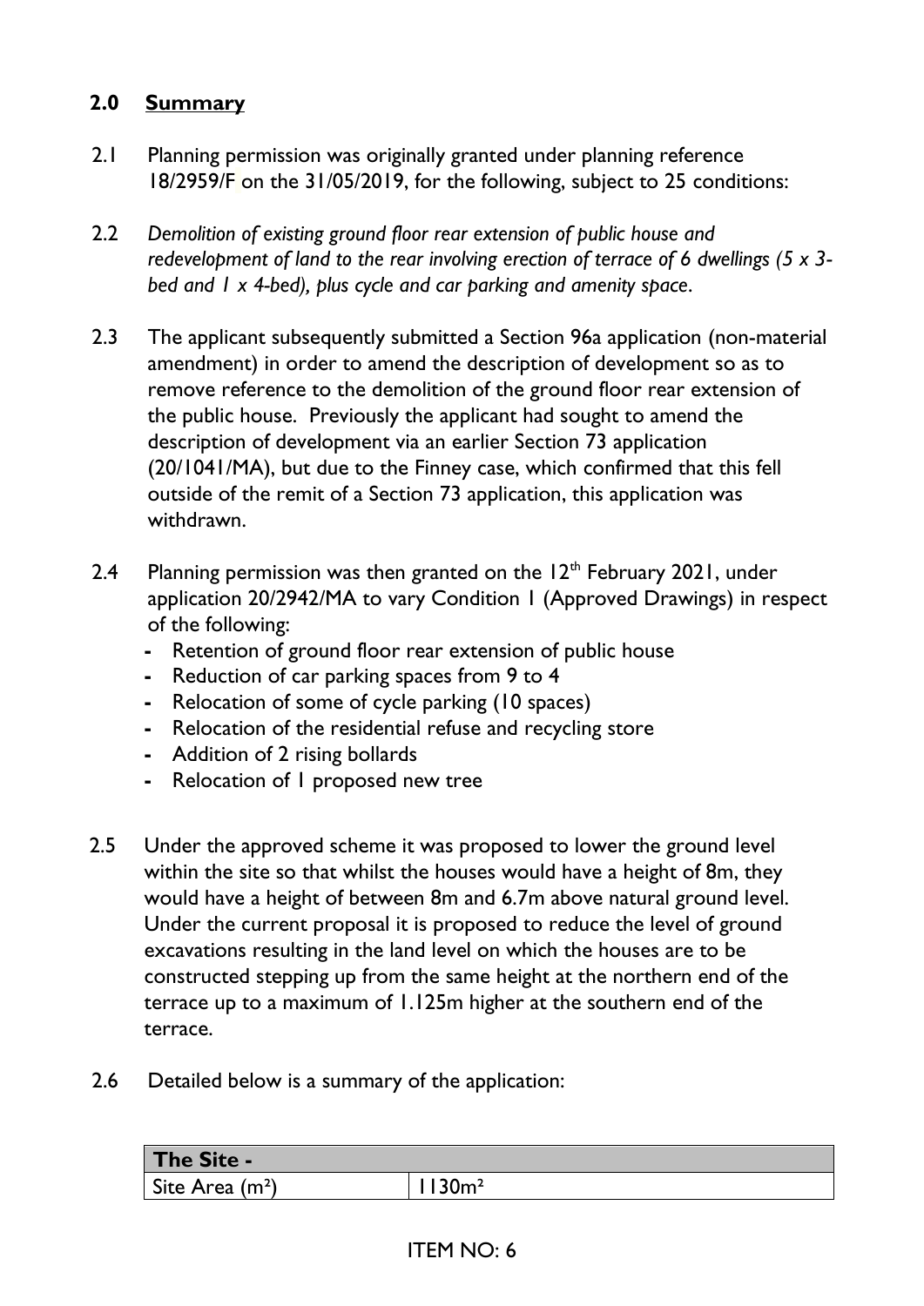## 2.0 Summary

2.1 Planning permission was originally granted under planning reference 18/2959/F on the 31/05/2019, for the following, subject to 25 conditions:

2.2 *Demolition of existing ground floor rear extension of public house and redevelopment of land to the rear involving erection of terrace of 6 dwellings (5 x 3-bed and 1 x 4-bed), plus cycle and car parking and amenity space.*

2.3 The applicant subsequently submitted a Section 96a application (non-material amendment) in order to amend the description of development so as to remove reference to the demolition of the ground floor rear extension of the public house. Previously the applicant had sought to amend the description of development via an earlier Section 73 application (20/1041/MA), but due to the Finney case, which confirmed that this fell outside of the remit of a Section 73 application, this application was withdrawn.

2.4 Planning permission was then granted on the 12th February 2021, under application 20/2942/MA to vary Condition 1 (Approved Drawings) in respect of the following:

- Retention of ground floor rear extension of public house
- Reduction of car parking spaces from 9 to 4
- Relocation of some of cycle parking (10 spaces)
- Relocation of the residential refuse and recycling store
- Addition of 2 rising bollards
- Relocation of 1 proposed new tree

2.5 Under the approved scheme it was proposed to lower the ground level within the site so that whilst the houses would have a height of 8m, they would have a height of between 8m and 6.7m above natural ground level. Under the current proposal it is proposed to reduce the level of ground excavations resulting in the land level on which the houses are to be constructed stepping up from the same height at the northern end of the terrace up to a maximum of 1.125m higher at the southern end of the terrace.

2.6 Detailed below is a summary of the application:

| The Site - | |
|---|---|
| Site Area ($m^2$) | 1130$m^2$ |

ITEM NO: 6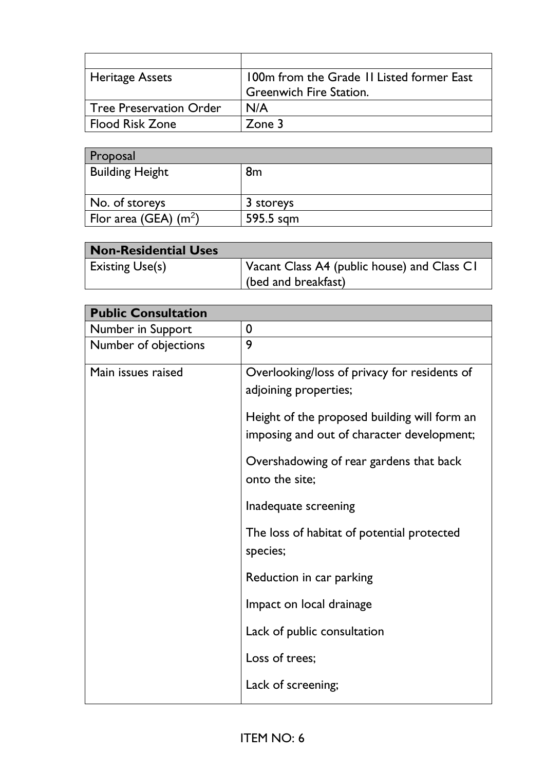| | |
|---|---|
| Heritage Assets | 100m from the Grade II Listed former East Greenwich Fire Station. |
| Tree Preservation Order | N/A |
| Flood Risk Zone | Zone 3 |

| Proposal | |
|---|---|
| Building Height | 8m |
| No. of storeys | 3 storeys |
| Flor area (GEA) ($m^2$) | 595.5 sqm |

| **Non-Residential Uses** | |
|---|---|
| Existing Use(s) | Vacant Class A4 (public house) and Class C1 (bed and breakfast) |

| **Public Consultation** | |
|---|---|
| Number in Support | 0 |
| Number of objections | 9 |
| Main issues raised | Overlooking/loss of privacy for residents of adjoining properties;<br><br>Height of the proposed building will form an imposing and out of character development;<br><br>Overshadowing of rear gardens that back onto the site;<br><br>Inadequate screening<br><br>The loss of habitat of potential protected species;<br><br>Reduction in car parking<br><br>Impact on local drainage<br><br>Lack of public consultation<br><br>Loss of trees;<br><br>Lack of screening; |

ITEM NO: 6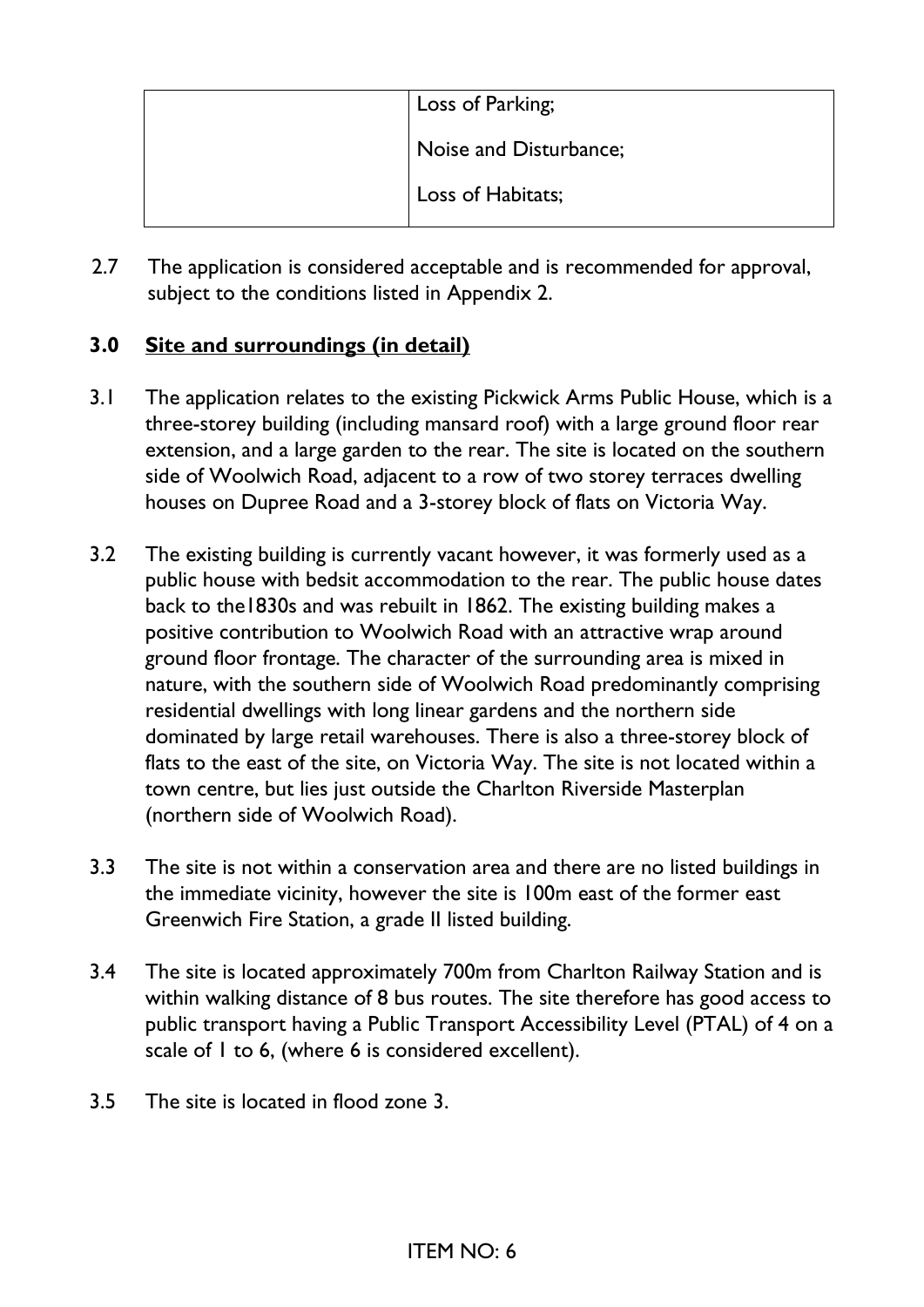| | Loss of Parking;<br><br>Noise and Disturbance;<br><br>Loss of Habitats; |
|---|---|

2.7 The application is considered acceptable and is recommended for approval, subject to the conditions listed in Appendix 2.

## 3.0 Site and surroundings (in detail)

3.1 The application relates to the existing Pickwick Arms Public House, which is a three-storey building (including mansard roof) with a large ground floor rear extension, and a large garden to the rear. The site is located on the southern side of Woolwich Road, adjacent to a row of two storey terraces dwelling houses on Dupree Road and a 3-storey block of flats on Victoria Way.

3.2 The existing building is currently vacant however, it was formerly used as a public house with bedsit accommodation to the rear. The public house dates back to the1830s and was rebuilt in 1862. The existing building makes a positive contribution to Woolwich Road with an attractive wrap around ground floor frontage. The character of the surrounding area is mixed in nature, with the southern side of Woolwich Road predominantly comprising residential dwellings with long linear gardens and the northern side dominated by large retail warehouses. There is also a three-storey block of flats to the east of the site, on Victoria Way. The site is not located within a town centre, but lies just outside the Charlton Riverside Masterplan (northern side of Woolwich Road).

3.3 The site is not within a conservation area and there are no listed buildings in the immediate vicinity, however the site is 100m east of the former east Greenwich Fire Station, a grade II listed building.

3.4 The site is located approximately 700m from Charlton Railway Station and is within walking distance of 8 bus routes. The site therefore has good access to public transport having a Public Transport Accessibility Level (PTAL) of 4 on a scale of 1 to 6, (where 6 is considered excellent).

3.5 The site is located in flood zone 3.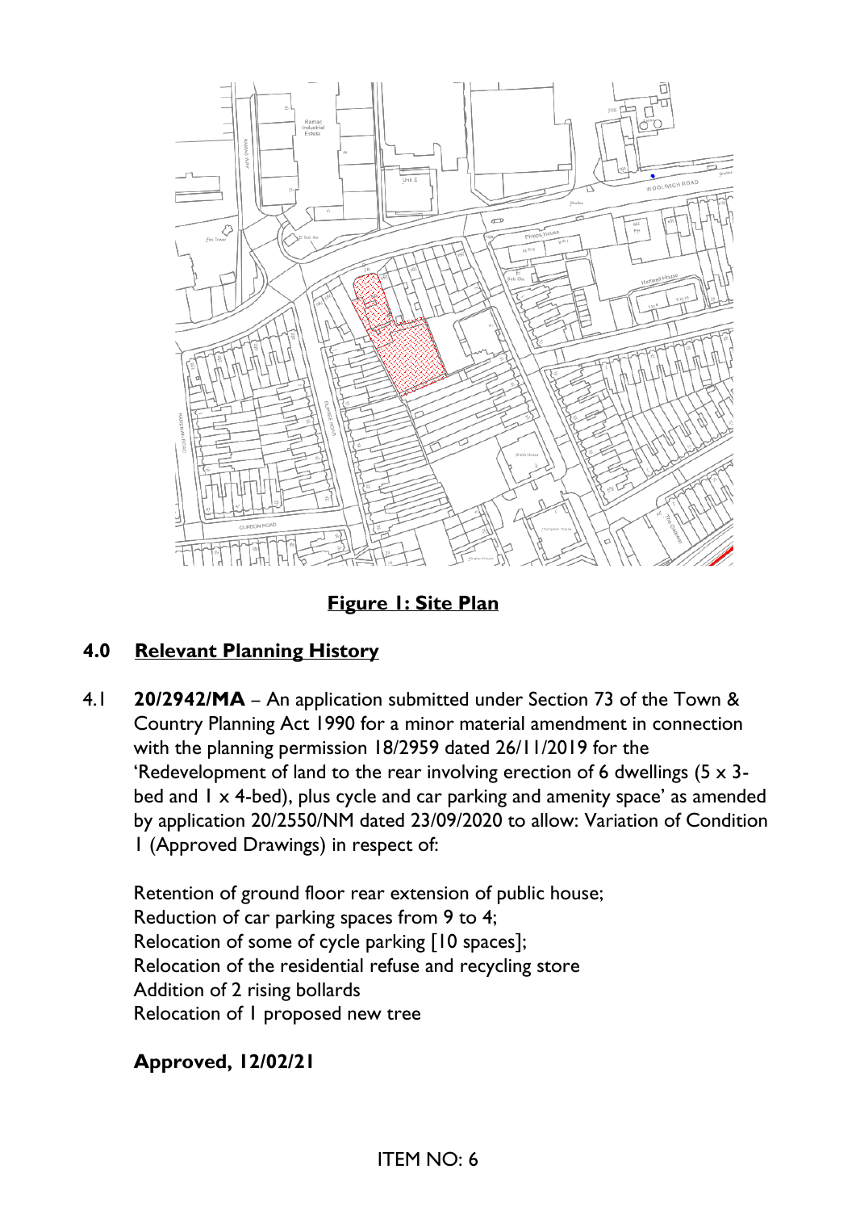**Figure 1: Site Plan**

## 4.0 Relevant Planning History

4.1 **20/2942/MA** – An application submitted under Section 73 of the Town & Country Planning Act 1990 for a minor material amendment in connection with the planning permission 18/2959 dated 26/11/2019 for the 'Redevelopment of land to the rear involving erection of 6 dwellings (5 x 3-bed and 1 x 4-bed), plus cycle and car parking and amenity space' as amended by application 20/2550/NM dated 23/09/2020 to allow: Variation of Condition 1 (Approved Drawings) in respect of:

Retention of ground floor rear extension of public house;
Reduction of car parking spaces from 9 to 4;
Relocation of some of cycle parking [10 spaces];
Relocation of the residential refuse and recycling store
Addition of 2 rising bollards
Relocation of 1 proposed new tree

**Approved, 12/02/21**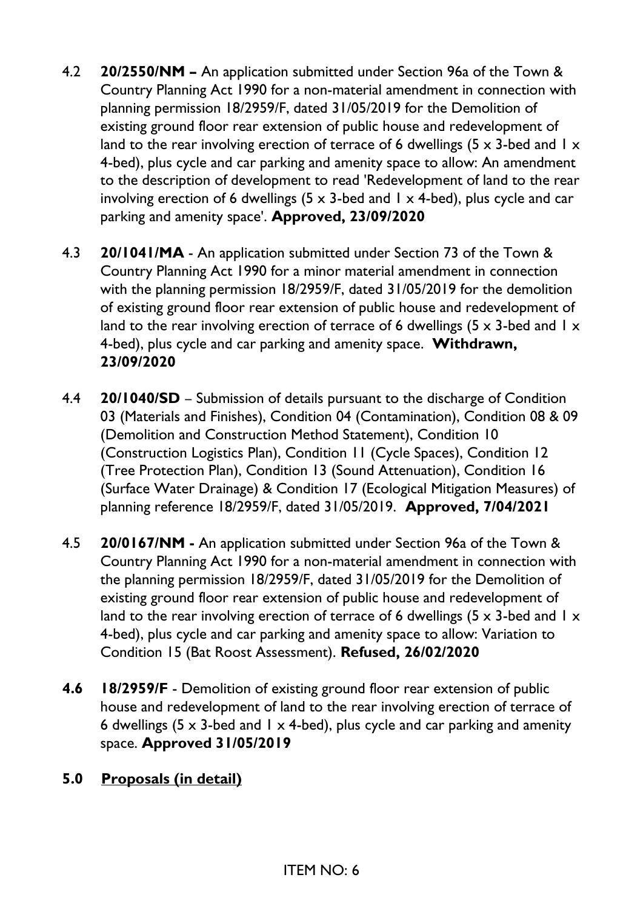4.2 **20/2550/NM –** An application submitted under Section 96a of the Town & Country Planning Act 1990 for a non-material amendment in connection with planning permission 18/2959/F, dated 31/05/2019 for the Demolition of existing ground floor rear extension of public house and redevelopment of land to the rear involving erection of terrace of 6 dwellings (5 x 3-bed and 1 x 4-bed), plus cycle and car parking and amenity space to allow: An amendment to the description of development to read 'Redevelopment of land to the rear involving erection of 6 dwellings (5 x 3-bed and 1 x 4-bed), plus cycle and car parking and amenity space'. **Approved, 23/09/2020**

4.3 **20/1041/MA** - An application submitted under Section 73 of the Town & Country Planning Act 1990 for a minor material amendment in connection with the planning permission 18/2959/F, dated 31/05/2019 for the demolition of existing ground floor rear extension of public house and redevelopment of land to the rear involving erection of terrace of 6 dwellings (5 x 3-bed and 1 x 4-bed), plus cycle and car parking and amenity space. **Withdrawn, 23/09/2020**

4.4 **20/1040/SD** – Submission of details pursuant to the discharge of Condition 03 (Materials and Finishes), Condition 04 (Contamination), Condition 08 & 09 (Demolition and Construction Method Statement), Condition 10 (Construction Logistics Plan), Condition 11 (Cycle Spaces), Condition 12 (Tree Protection Plan), Condition 13 (Sound Attenuation), Condition 16 (Surface Water Drainage) & Condition 17 (Ecological Mitigation Measures) of planning reference 18/2959/F, dated 31/05/2019. **Approved, 7/04/2021**

4.5 **20/0167/NM -** An application submitted under Section 96a of the Town & Country Planning Act 1990 for a non-material amendment in connection with the planning permission 18/2959/F, dated 31/05/2019 for the Demolition of existing ground floor rear extension of public house and redevelopment of land to the rear involving erection of terrace of 6 dwellings (5 x 3-bed and 1 x 4-bed), plus cycle and car parking and amenity space to allow: Variation to Condition 15 (Bat Roost Assessment). **Refused, 26/02/2020**

**4.6** **18/2959/F** - Demolition of existing ground floor rear extension of public house and redevelopment of land to the rear involving erection of terrace of 6 dwellings (5 x 3-bed and 1 x 4-bed), plus cycle and car parking and amenity space. **Approved 31/05/2019**

## 5.0 Proposals (in detail)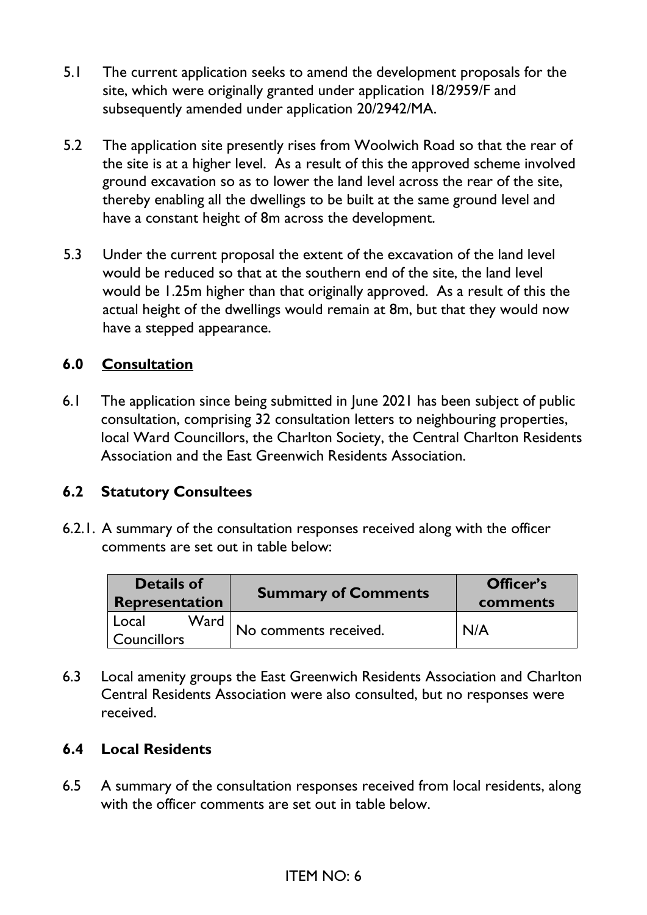5.1 The current application seeks to amend the development proposals for the site, which were originally granted under application 18/2959/F and subsequently amended under application 20/2942/MA.

5.2 The application site presently rises from Woolwich Road so that the rear of the site is at a higher level. As a result of this the approved scheme involved ground excavation so as to lower the land level across the rear of the site, thereby enabling all the dwellings to be built at the same ground level and have a constant height of 8m across the development.

5.3 Under the current proposal the extent of the excavation of the land level would be reduced so that at the southern end of the site, the land level would be 1.25m higher than that originally approved. As a result of this the actual height of the dwellings would remain at 8m, but that they would now have a stepped appearance.

## 6.0 Consultation

6.1 The application since being submitted in June 2021 has been subject of public consultation, comprising 32 consultation letters to neighbouring properties, local Ward Councillors, the Charlton Society, the Central Charlton Residents Association and the East Greenwich Residents Association.

### 6.2 Statutory Consultees

6.2.1. A summary of the consultation responses received along with the officer comments are set out in table below:

| Details of Representation | Summary of Comments | Officer's comments |
|---|---|---|
| Local Ward Councillors | No comments received. | N/A |

6.3 Local amenity groups the East Greenwich Residents Association and Charlton Central Residents Association were also consulted, but no responses were received.

### 6.4 Local Residents

6.5 A summary of the consultation responses received from local residents, along with the officer comments are set out in table below.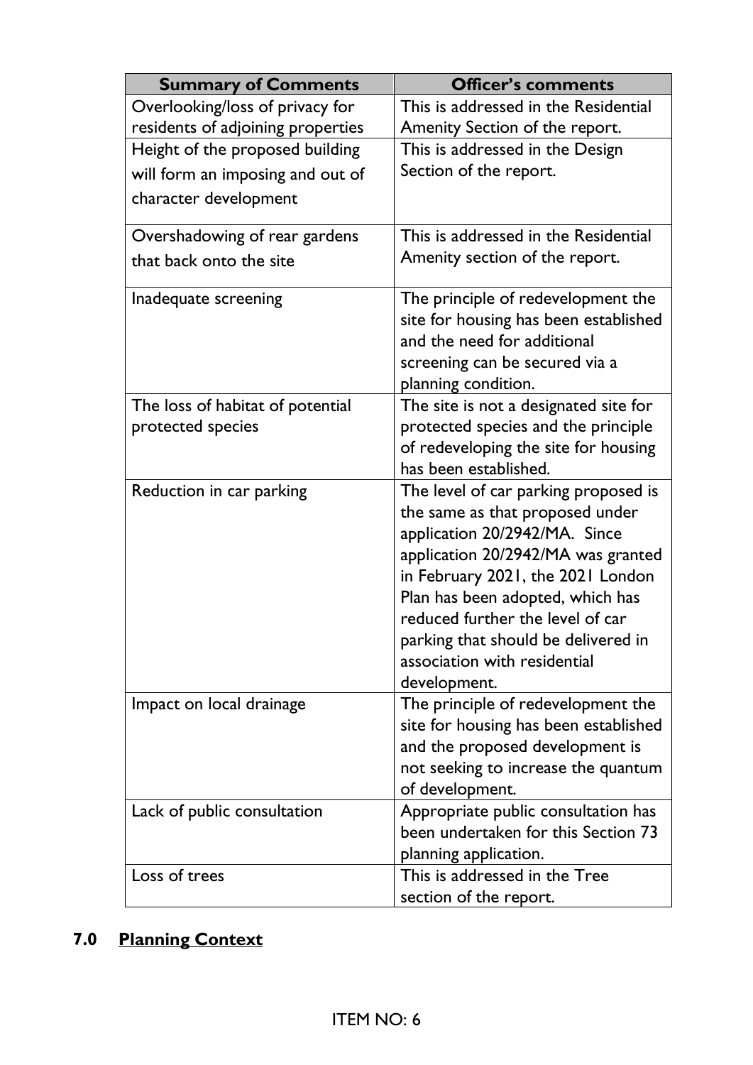| Summary of Comments | Officer's comments |
|---|---|
| Overlooking/loss of privacy for residents of adjoining properties | This is addressed in the Residential Amenity Section of the report. |
| Height of the proposed building will form an imposing and out of character development | This is addressed in the Design Section of the report. |
| Overshadowing of rear gardens that back onto the site | This is addressed in the Residential Amenity section of the report. |
| Inadequate screening | The principle of redevelopment the site for housing has been established and the need for additional screening can be secured via a planning condition. |
| The loss of habitat of potential protected species | The site is not a designated site for protected species and the principle of redeveloping the site for housing has been established. |
| Reduction in car parking | The level of car parking proposed is the same as that proposed under application 20/2942/MA. Since application 20/2942/MA was granted in February 2021, the 2021 London Plan has been adopted, which has reduced further the level of car parking that should be delivered in association with residential development. |
| Impact on local drainage | The principle of redevelopment the site for housing has been established and the proposed development is not seeking to increase the quantum of development. |
| Lack of public consultation | Appropriate public consultation has been undertaken for this Section 73 planning application. |
| Loss of trees | This is addressed in the Tree section of the report. |

## 7.0 Planning Context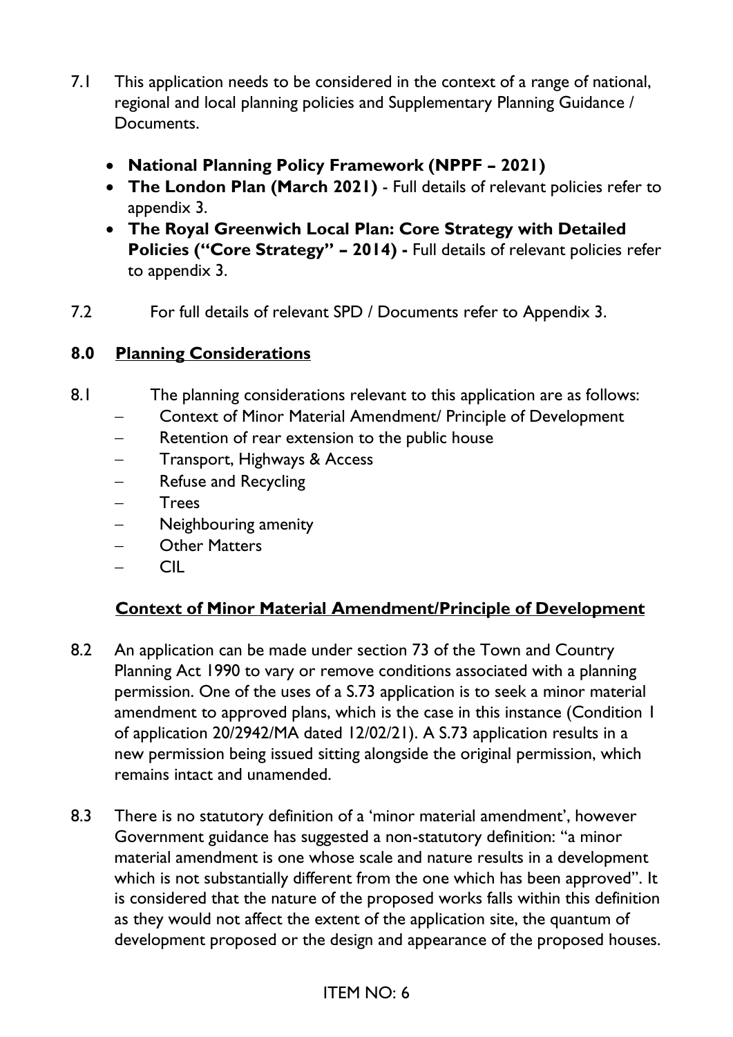7.1 This application needs to be considered in the context of a range of national, regional and local planning policies and Supplementary Planning Guidance / Documents.

- **National Planning Policy Framework (NPPF – 2021)**
- **The London Plan (March 2021)** - Full details of relevant policies refer to appendix 3.
- **The Royal Greenwich Local Plan: Core Strategy with Detailed Policies ("Core Strategy" – 2014) -** Full details of relevant policies refer to appendix 3.

7.2 For full details of relevant SPD / Documents refer to Appendix 3.

## 8.0 Planning Considerations

8.1 The planning considerations relevant to this application are as follows:

- Context of Minor Material Amendment/ Principle of Development
- Retention of rear extension to the public house
- Transport, Highways & Access
- Refuse and Recycling
- Trees
- Neighbouring amenity
- Other Matters
- CIL

### Context of Minor Material Amendment/Principle of Development

8.2 An application can be made under section 73 of the Town and Country Planning Act 1990 to vary or remove conditions associated with a planning permission. One of the uses of a S.73 application is to seek a minor material amendment to approved plans, which is the case in this instance (Condition 1 of application 20/2942/MA dated 12/02/21). A S.73 application results in a new permission being issued sitting alongside the original permission, which remains intact and unamended.

8.3 There is no statutory definition of a 'minor material amendment', however Government guidance has suggested a non-statutory definition: "a minor material amendment is one whose scale and nature results in a development which is not substantially different from the one which has been approved". It is considered that the nature of the proposed works falls within this definition as they would not affect the extent of the application site, the quantum of development proposed or the design and appearance of the proposed houses.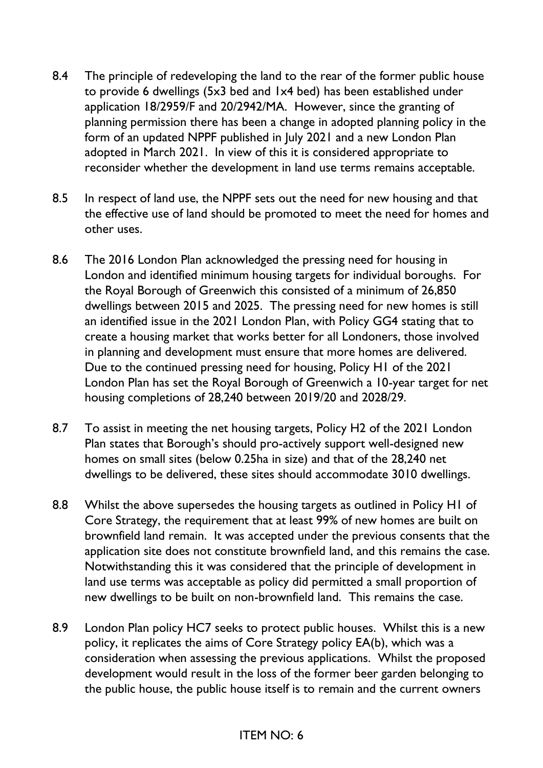8.4 The principle of redeveloping the land to the rear of the former public house to provide 6 dwellings (5x3 bed and 1x4 bed) has been established under application 18/2959/F and 20/2942/MA. However, since the granting of planning permission there has been a change in adopted planning policy in the form of an updated NPPF published in July 2021 and a new London Plan adopted in March 2021. In view of this it is considered appropriate to reconsider whether the development in land use terms remains acceptable.

8.5 In respect of land use, the NPPF sets out the need for new housing and that the effective use of land should be promoted to meet the need for homes and other uses.

8.6 The 2016 London Plan acknowledged the pressing need for housing in London and identified minimum housing targets for individual boroughs. For the Royal Borough of Greenwich this consisted of a minimum of 26,850 dwellings between 2015 and 2025. The pressing need for new homes is still an identified issue in the 2021 London Plan, with Policy GG4 stating that to create a housing market that works better for all Londoners, those involved in planning and development must ensure that more homes are delivered. Due to the continued pressing need for housing, Policy H1 of the 2021 London Plan has set the Royal Borough of Greenwich a 10-year target for net housing completions of 28,240 between 2019/20 and 2028/29.

8.7 To assist in meeting the net housing targets, Policy H2 of the 2021 London Plan states that Borough's should pro-actively support well-designed new homes on small sites (below 0.25ha in size) and that of the 28,240 net dwellings to be delivered, these sites should accommodate 3010 dwellings.

8.8 Whilst the above supersedes the housing targets as outlined in Policy H1 of Core Strategy, the requirement that at least 99% of new homes are built on brownfield land remain. It was accepted under the previous consents that the application site does not constitute brownfield land, and this remains the case. Notwithstanding this it was considered that the principle of development in land use terms was acceptable as policy did permitted a small proportion of new dwellings to be built on non-brownfield land. This remains the case.

8.9 London Plan policy HC7 seeks to protect public houses. Whilst this is a new policy, it replicates the aims of Core Strategy policy EA(b), which was a consideration when assessing the previous applications. Whilst the proposed development would result in the loss of the former beer garden belonging to the public house, the public house itself is to remain and the current owners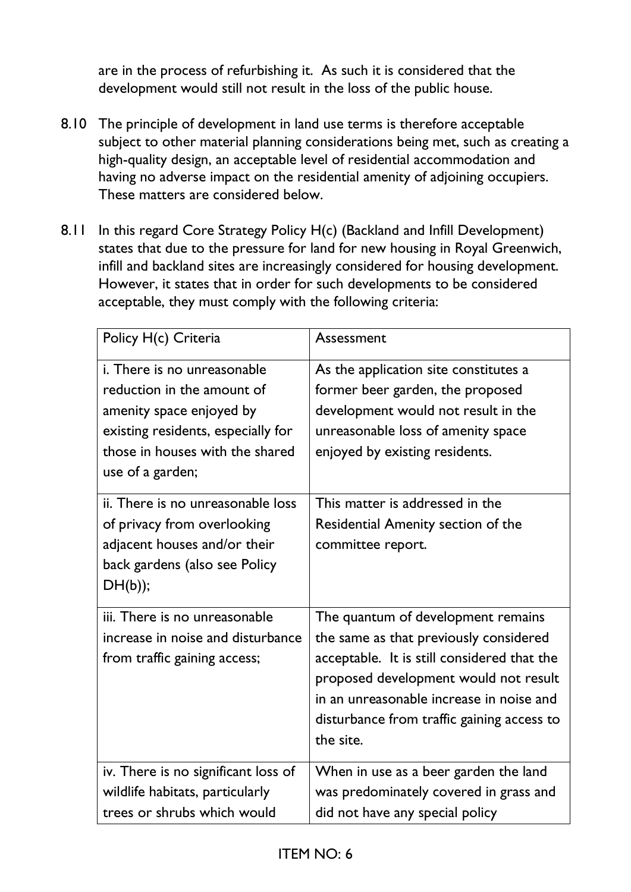are in the process of refurbishing it. As such it is considered that the development would still not result in the loss of the public house.

8.10 The principle of development in land use terms is therefore acceptable subject to other material planning considerations being met, such as creating a high-quality design, an acceptable level of residential accommodation and having no adverse impact on the residential amenity of adjoining occupiers. These matters are considered below.

8.11 In this regard Core Strategy Policy H(c) (Backland and Infill Development) states that due to the pressure for land for new housing in Royal Greenwich, infill and backland sites are increasingly considered for housing development. However, it states that in order for such developments to be considered acceptable, they must comply with the following criteria:

| Policy H(c) Criteria | Assessment |
|---|---|
| i. There is no unreasonable reduction in the amount of amenity space enjoyed by existing residents, especially for those in houses with the shared use of a garden; | As the application site constitutes a former beer garden, the proposed development would not result in the unreasonable loss of amenity space enjoyed by existing residents. |
| ii. There is no unreasonable loss of privacy from overlooking adjacent houses and/or their back gardens (also see Policy DH(b)); | This matter is addressed in the Residential Amenity section of the committee report. |
| iii. There is no unreasonable increase in noise and disturbance from traffic gaining access; | The quantum of development remains the same as that previously considered acceptable. It is still considered that the proposed development would not result in an unreasonable increase in noise and disturbance from traffic gaining access to the site. |
| iv. There is no significant loss of wildlife habitats, particularly trees or shrubs which would | When in use as a beer garden the land was predominately covered in grass and did not have any special policy |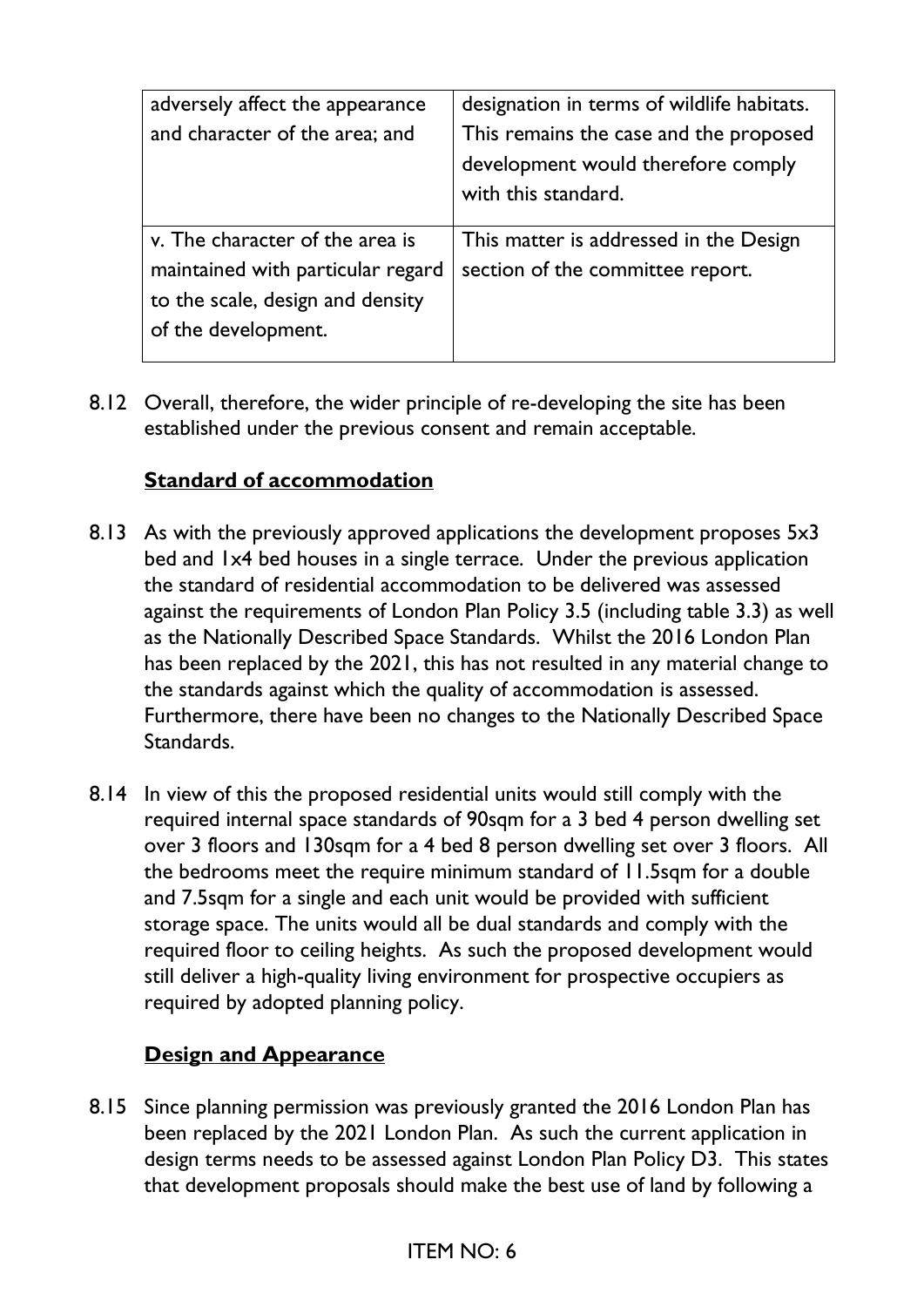| | |
|---|---|
| adversely affect the appearance and character of the area; and | designation in terms of wildlife habitats. This remains the case and the proposed development would therefore comply with this standard. |
| v. The character of the area is maintained with particular regard to the scale, design and density of the development. | This matter is addressed in the Design section of the committee report. |

8.12 Overall, therefore, the wider principle of re-developing the site has been established under the previous consent and remain acceptable.

**Standard of accommodation**

8.13 As with the previously approved applications the development proposes 5x3 bed and 1x4 bed houses in a single terrace. Under the previous application the standard of residential accommodation to be delivered was assessed against the requirements of London Plan Policy 3.5 (including table 3.3) as well as the Nationally Described Space Standards. Whilst the 2016 London Plan has been replaced by the 2021, this has not resulted in any material change to the standards against which the quality of accommodation is assessed. Furthermore, there have been no changes to the Nationally Described Space Standards.

8.14 In view of this the proposed residential units would still comply with the required internal space standards of 90sqm for a 3 bed 4 person dwelling set over 3 floors and 130sqm for a 4 bed 8 person dwelling set over 3 floors. All the bedrooms meet the require minimum standard of 11.5sqm for a double and 7.5sqm for a single and each unit would be provided with sufficient storage space. The units would all be dual standards and comply with the required floor to ceiling heights. As such the proposed development would still deliver a high-quality living environment for prospective occupiers as required by adopted planning policy.

**Design and Appearance**

8.15 Since planning permission was previously granted the 2016 London Plan has been replaced by the 2021 London Plan. As such the current application in design terms needs to be assessed against London Plan Policy D3. This states that development proposals should make the best use of land by following a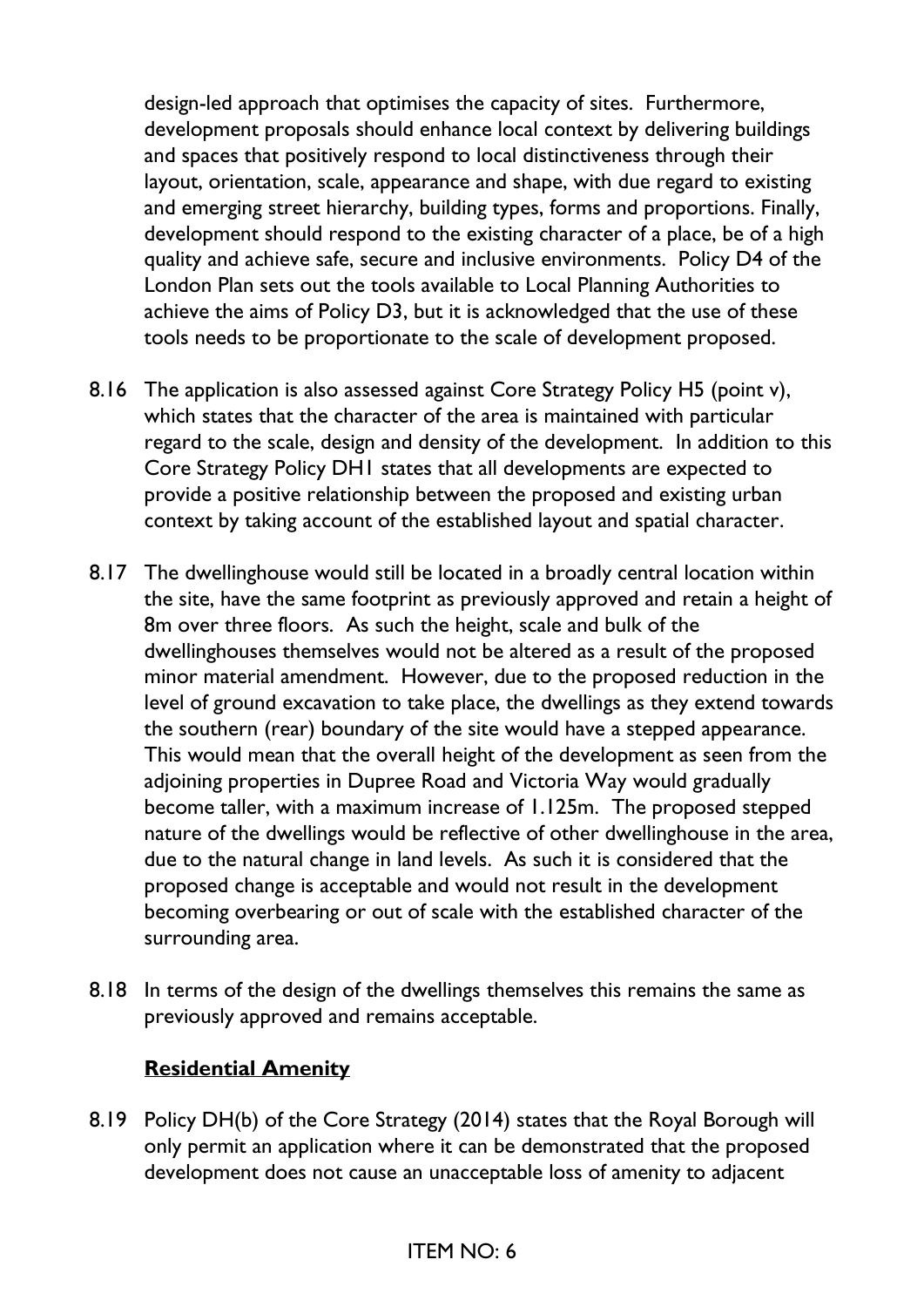design-led approach that optimises the capacity of sites. Furthermore, development proposals should enhance local context by delivering buildings and spaces that positively respond to local distinctiveness through their layout, orientation, scale, appearance and shape, with due regard to existing and emerging street hierarchy, building types, forms and proportions. Finally, development should respond to the existing character of a place, be of a high quality and achieve safe, secure and inclusive environments. Policy D4 of the London Plan sets out the tools available to Local Planning Authorities to achieve the aims of Policy D3, but it is acknowledged that the use of these tools needs to be proportionate to the scale of development proposed.

8.16 The application is also assessed against Core Strategy Policy H5 (point v), which states that the character of the area is maintained with particular regard to the scale, design and density of the development. In addition to this Core Strategy Policy DH1 states that all developments are expected to provide a positive relationship between the proposed and existing urban context by taking account of the established layout and spatial character.

8.17 The dwellinghouse would still be located in a broadly central location within the site, have the same footprint as previously approved and retain a height of 8m over three floors. As such the height, scale and bulk of the dwellinghouses themselves would not be altered as a result of the proposed minor material amendment. However, due to the proposed reduction in the level of ground excavation to take place, the dwellings as they extend towards the southern (rear) boundary of the site would have a stepped appearance. This would mean that the overall height of the development as seen from the adjoining properties in Dupree Road and Victoria Way would gradually become taller, with a maximum increase of 1.125m. The proposed stepped nature of the dwellings would be reflective of other dwellinghouse in the area, due to the natural change in land levels. As such it is considered that the proposed change is acceptable and would not result in the development becoming overbearing or out of scale with the established character of the surrounding area.

8.18 In terms of the design of the dwellings themselves this remains the same as previously approved and remains acceptable.

**Residential Amenity**

8.19 Policy DH(b) of the Core Strategy (2014) states that the Royal Borough will only permit an application where it can be demonstrated that the proposed development does not cause an unacceptable loss of amenity to adjacent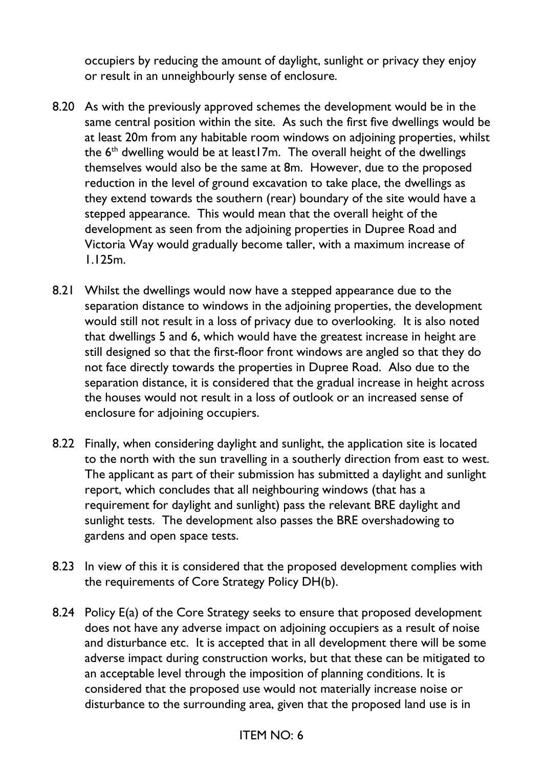occupiers by reducing the amount of daylight, sunlight or privacy they enjoy or result in an unneighbourly sense of enclosure.

8.20 As with the previously approved schemes the development would be in the same central position within the site. As such the first five dwellings would be at least 20m from any habitable room windows on adjoining properties, whilst the 6th dwelling would be at least17m. The overall height of the dwellings themselves would also be the same at 8m. However, due to the proposed reduction in the level of ground excavation to take place, the dwellings as they extend towards the southern (rear) boundary of the site would have a stepped appearance. This would mean that the overall height of the development as seen from the adjoining properties in Dupree Road and Victoria Way would gradually become taller, with a maximum increase of 1.125m.

8.21 Whilst the dwellings would now have a stepped appearance due to the separation distance to windows in the adjoining properties, the development would still not result in a loss of privacy due to overlooking. It is also noted that dwellings 5 and 6, which would have the greatest increase in height are still designed so that the first-floor front windows are angled so that they do not face directly towards the properties in Dupree Road. Also due to the separation distance, it is considered that the gradual increase in height across the houses would not result in a loss of outlook or an increased sense of enclosure for adjoining occupiers.

8.22 Finally, when considering daylight and sunlight, the application site is located to the north with the sun travelling in a southerly direction from east to west. The applicant as part of their submission has submitted a daylight and sunlight report, which concludes that all neighbouring windows (that has a requirement for daylight and sunlight) pass the relevant BRE daylight and sunlight tests. The development also passes the BRE overshadowing to gardens and open space tests.

8.23 In view of this it is considered that the proposed development complies with the requirements of Core Strategy Policy DH(b).

8.24 Policy E(a) of the Core Strategy seeks to ensure that proposed development does not have any adverse impact on adjoining occupiers as a result of noise and disturbance etc. It is accepted that in all development there will be some adverse impact during construction works, but that these can be mitigated to an acceptable level through the imposition of planning conditions. It is considered that the proposed use would not materially increase noise or disturbance to the surrounding area, given that the proposed land use is in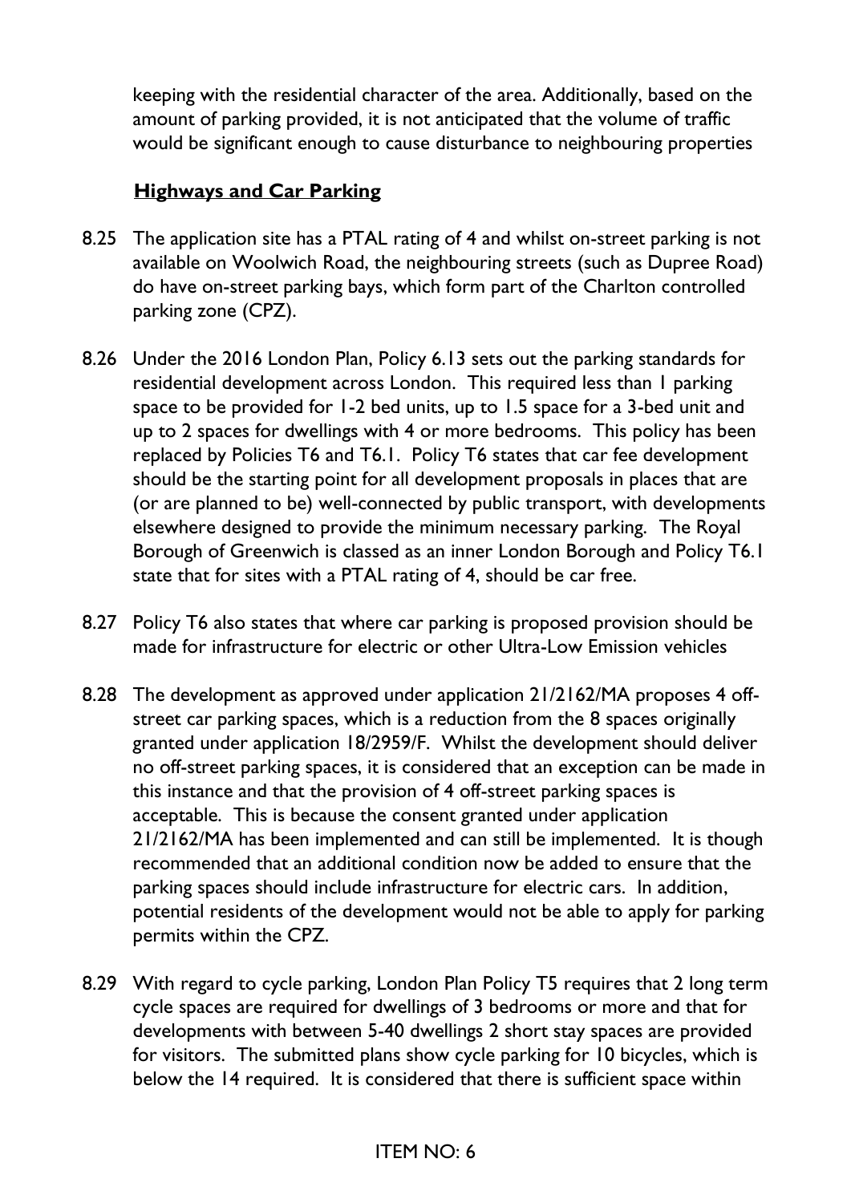keeping with the residential character of the area. Additionally, based on the amount of parking provided, it is not anticipated that the volume of traffic would be significant enough to cause disturbance to neighbouring properties

## **Highways and Car Parking**

8.25 The application site has a PTAL rating of 4 and whilst on-street parking is not available on Woolwich Road, the neighbouring streets (such as Dupree Road) do have on-street parking bays, which form part of the Charlton controlled parking zone (CPZ).

8.26 Under the 2016 London Plan, Policy 6.13 sets out the parking standards for residential development across London. This required less than 1 parking space to be provided for 1-2 bed units, up to 1.5 space for a 3-bed unit and up to 2 spaces for dwellings with 4 or more bedrooms. This policy has been replaced by Policies T6 and T6.1. Policy T6 states that car fee development should be the starting point for all development proposals in places that are (or are planned to be) well-connected by public transport, with developments elsewhere designed to provide the minimum necessary parking. The Royal Borough of Greenwich is classed as an inner London Borough and Policy T6.1 state that for sites with a PTAL rating of 4, should be car free.

8.27 Policy T6 also states that where car parking is proposed provision should be made for infrastructure for electric or other Ultra-Low Emission vehicles

8.28 The development as approved under application 21/2162/MA proposes 4 off-street car parking spaces, which is a reduction from the 8 spaces originally granted under application 18/2959/F. Whilst the development should deliver no off-street parking spaces, it is considered that an exception can be made in this instance and that the provision of 4 off-street parking spaces is acceptable. This is because the consent granted under application 21/2162/MA has been implemented and can still be implemented. It is though recommended that an additional condition now be added to ensure that the parking spaces should include infrastructure for electric cars. In addition, potential residents of the development would not be able to apply for parking permits within the CPZ.

8.29 With regard to cycle parking, London Plan Policy T5 requires that 2 long term cycle spaces are required for dwellings of 3 bedrooms or more and that for developments with between 5-40 dwellings 2 short stay spaces are provided for visitors. The submitted plans show cycle parking for 10 bicycles, which is below the 14 required. It is considered that there is sufficient space within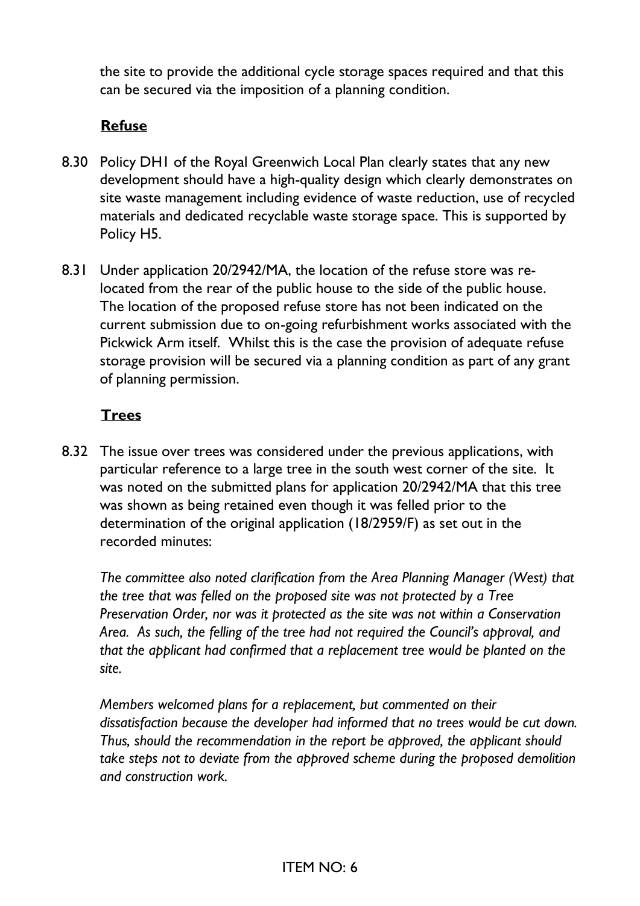the site to provide the additional cycle storage spaces required and that this can be secured via the imposition of a planning condition.

**Refuse**

8.30 Policy DH1 of the Royal Greenwich Local Plan clearly states that any new development should have a high-quality design which clearly demonstrates on site waste management including evidence of waste reduction, use of recycled materials and dedicated recyclable waste storage space. This is supported by Policy H5.

8.31 Under application 20/2942/MA, the location of the refuse store was re-located from the rear of the public house to the side of the public house. The location of the proposed refuse store has not been indicated on the current submission due to on-going refurbishment works associated with the Pickwick Arm itself. Whilst this is the case the provision of adequate refuse storage provision will be secured via a planning condition as part of any grant of planning permission.

**Trees**

8.32 The issue over trees was considered under the previous applications, with particular reference to a large tree in the south west corner of the site. It was noted on the submitted plans for application 20/2942/MA that this tree was shown as being retained even though it was felled prior to the determination of the original application (18/2959/F) as set out in the recorded minutes:

*The committee also noted clarification from the Area Planning Manager (West) that the tree that was felled on the proposed site was not protected by a Tree Preservation Order, nor was it protected as the site was not within a Conservation Area. As such, the felling of the tree had not required the Council's approval, and that the applicant had confirmed that a replacement tree would be planted on the site.*

*Members welcomed plans for a replacement, but commented on their dissatisfaction because the developer had informed that no trees would be cut down. Thus, should the recommendation in the report be approved, the applicant should take steps not to deviate from the approved scheme during the proposed demolition and construction work.*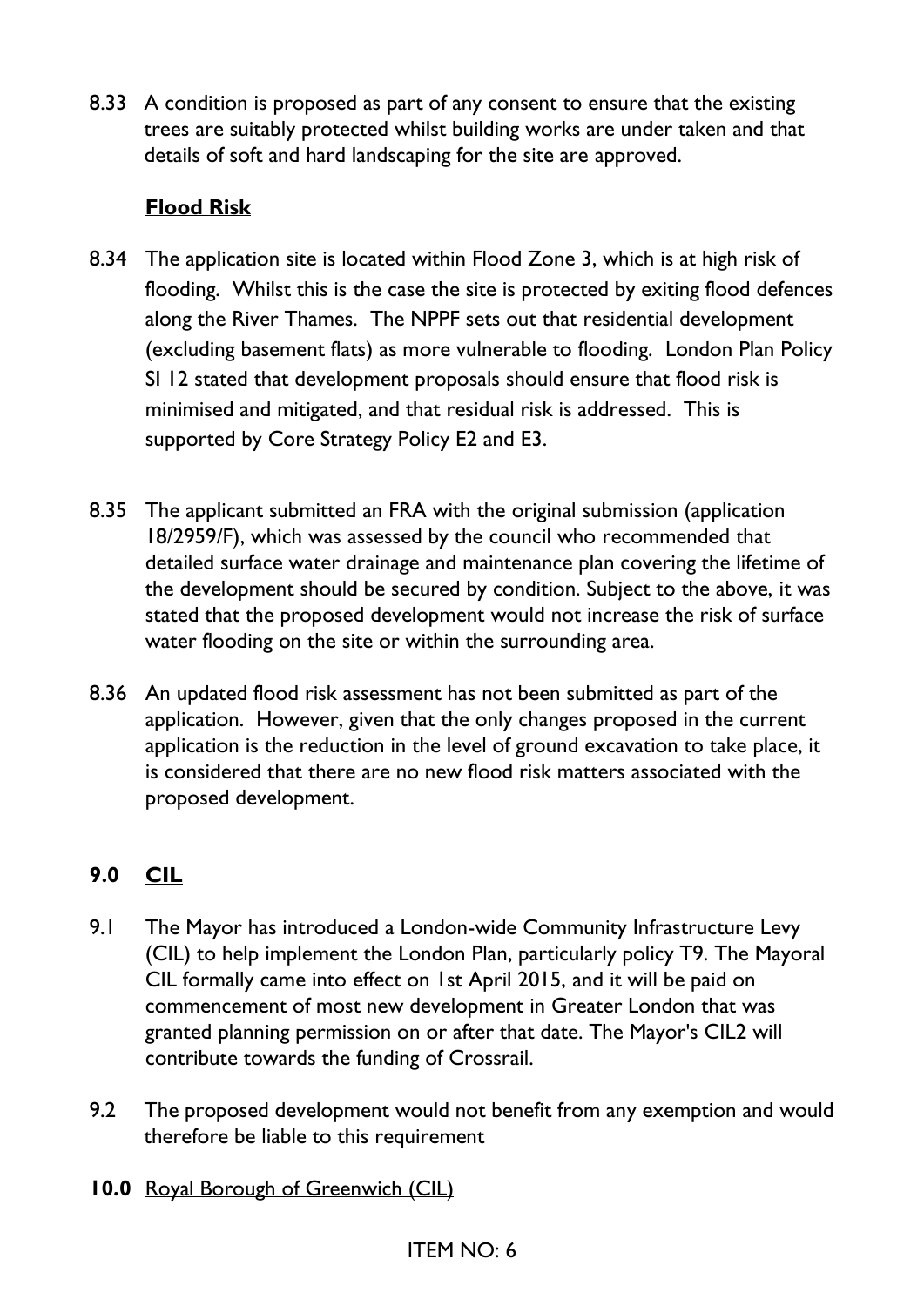8.33 A condition is proposed as part of any consent to ensure that the existing trees are suitably protected whilst building works are under taken and that details of soft and hard landscaping for the site are approved.

**Flood Risk**

8.34 The application site is located within Flood Zone 3, which is at high risk of flooding. Whilst this is the case the site is protected by exiting flood defences along the River Thames. The NPPF sets out that residential development (excluding basement flats) as more vulnerable to flooding. London Plan Policy SI 12 stated that development proposals should ensure that flood risk is minimised and mitigated, and that residual risk is addressed. This is supported by Core Strategy Policy E2 and E3.

8.35 The applicant submitted an FRA with the original submission (application 18/2959/F), which was assessed by the council who recommended that detailed surface water drainage and maintenance plan covering the lifetime of the development should be secured by condition. Subject to the above, it was stated that the proposed development would not increase the risk of surface water flooding on the site or within the surrounding area.

8.36 An updated flood risk assessment has not been submitted as part of the application. However, given that the only changes proposed in the current application is the reduction in the level of ground excavation to take place, it is considered that there are no new flood risk matters associated with the proposed development.

## 9.0 CIL

9.1 The Mayor has introduced a London-wide Community Infrastructure Levy (CIL) to help implement the London Plan, particularly policy T9. The Mayoral CIL formally came into effect on 1st April 2015, and it will be paid on commencement of most new development in Greater London that was granted planning permission on or after that date. The Mayor's CIL2 will contribute towards the funding of Crossrail.

9.2 The proposed development would not benefit from any exemption and would therefore be liable to this requirement

## 10.0 Royal Borough of Greenwich (CIL)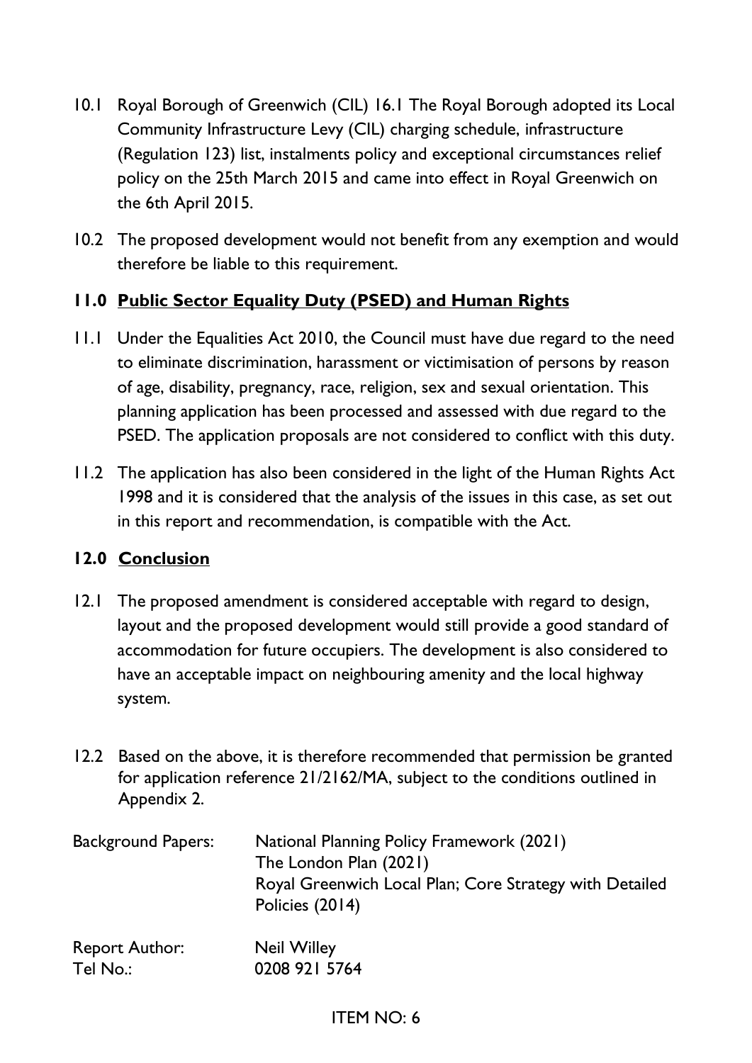10.1 Royal Borough of Greenwich (CIL) 16.1 The Royal Borough adopted its Local Community Infrastructure Levy (CIL) charging schedule, infrastructure (Regulation 123) list, instalments policy and exceptional circumstances relief policy on the 25th March 2015 and came into effect in Royal Greenwich on the 6th April 2015.

10.2 The proposed development would not benefit from any exemption and would therefore be liable to this requirement.

## 11.0 Public Sector Equality Duty (PSED) and Human Rights

11.1 Under the Equalities Act 2010, the Council must have due regard to the need to eliminate discrimination, harassment or victimisation of persons by reason of age, disability, pregnancy, race, religion, sex and sexual orientation. This planning application has been processed and assessed with due regard to the PSED. The application proposals are not considered to conflict with this duty.

11.2 The application has also been considered in the light of the Human Rights Act 1998 and it is considered that the analysis of the issues in this case, as set out in this report and recommendation, is compatible with the Act.

## 12.0 Conclusion

12.1 The proposed amendment is considered acceptable with regard to design, layout and the proposed development would still provide a good standard of accommodation for future occupiers. The development is also considered to have an acceptable impact on neighbouring amenity and the local highway system.

12.2 Based on the above, it is therefore recommended that permission be granted for application reference 21/2162/MA, subject to the conditions outlined in Appendix 2.

| | |
|---|---|
| Background Papers: | National Planning Policy Framework (2021)<br>The London Plan (2021)<br>Royal Greenwich Local Plan; Core Strategy with Detailed Policies (2014) |
| Report Author: | Neil Willey |
| Tel No.: | 0208 921 5764 |

ITEM NO: 6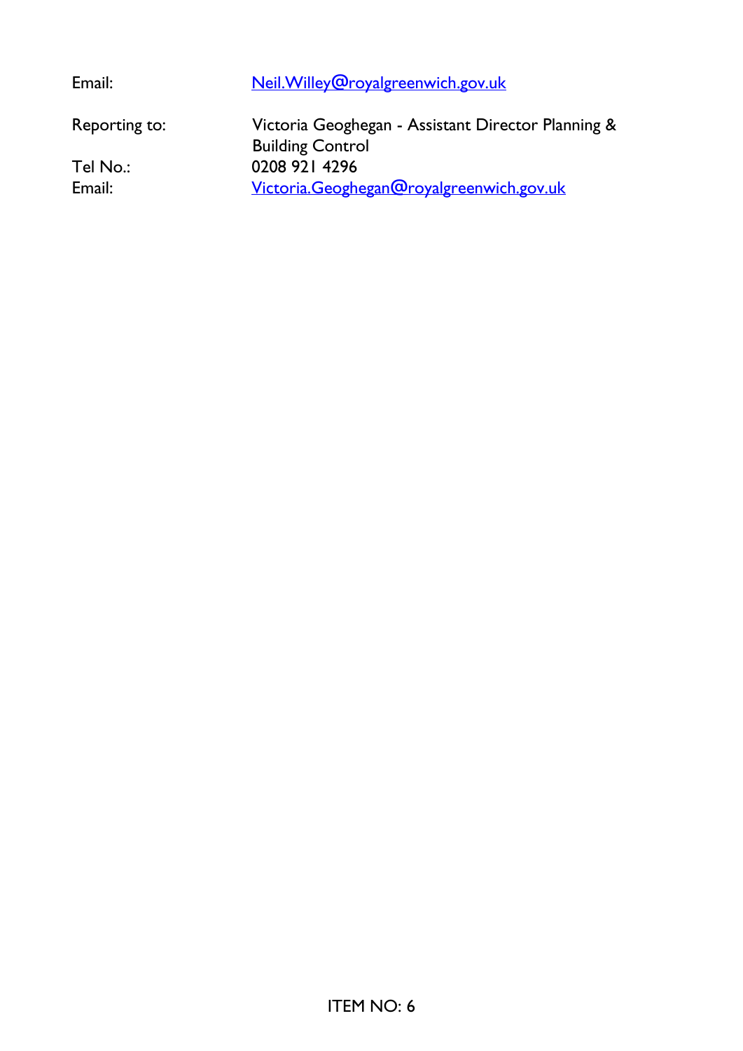| | |
|---|---|
| Email: | Neil.Willey@royalgreenwich.gov.uk |
| Reporting to: | Victoria Geoghegan - Assistant Director Planning & Building Control |
| Tel No.: | 0208 921 4296 |
| Email: | Victoria.Geoghegan@royalgreenwich.gov.uk |

ITEM NO: 6